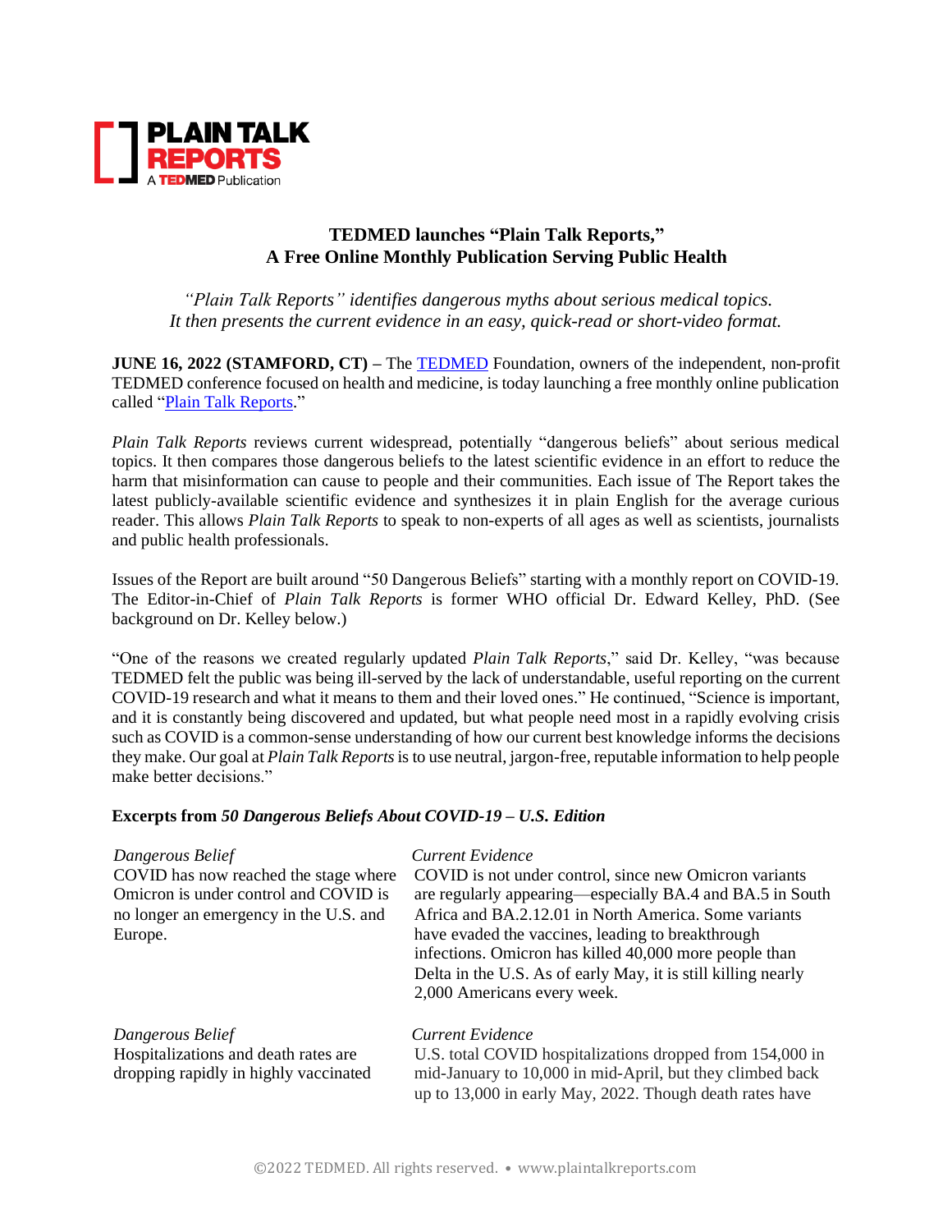PLAIN TALK REPORTS

A TEDMED Publication

## TEDMED launches "Plain Talk Reports," A Free Online Monthly Publication Serving Public Health

*"Plain Talk Reports" identifies dangerous myths about serious medical topics. It then presents the current evidence in an easy, quick-read or short-video format.*

**JUNE 16, 2022 (STAMFORD, CT) –** The TEDMED Foundation, owners of the independent, non-profit TEDMED conference focused on health and medicine, is today launching a free monthly online publication called "Plain Talk Reports."

*Plain Talk Reports* reviews current widespread, potentially "dangerous beliefs" about serious medical topics. It then compares those dangerous beliefs to the latest scientific evidence in an effort to reduce the harm that misinformation can cause to people and their communities. Each issue of The Report takes the latest publicly-available scientific evidence and synthesizes it in plain English for the average curious reader. This allows *Plain Talk Reports* to speak to non-experts of all ages as well as scientists, journalists and public health professionals.

Issues of the Report are built around "50 Dangerous Beliefs" starting with a monthly report on COVID-19. The Editor-in-Chief of *Plain Talk Reports* is former WHO official Dr. Edward Kelley, PhD. (See background on Dr. Kelley below.)

"One of the reasons we created regularly updated *Plain Talk Reports*," said Dr. Kelley, "was because TEDMED felt the public was being ill-served by the lack of understandable, useful reporting on the current COVID-19 research and what it means to them and their loved ones." He continued, "Science is important, and it is constantly being discovered and updated, but what people need most in a rapidly evolving crisis such as COVID is a common-sense understanding of how our current best knowledge informs the decisions they make. Our goal at *Plain Talk Reports* is to use neutral, jargon-free, reputable information to help people make better decisions."

### Excerpts from *50 Dangerous Beliefs About COVID-19 – U.S. Edition*

| *Dangerous Belief* | *Current Evidence* |
|---|---|
| COVID has now reached the stage where Omicron is under control and COVID is no longer an emergency in the U.S. and Europe. | COVID is not under control, since new Omicron variants are regularly appearing—especially BA.4 and BA.5 in South Africa and BA.2.12.01 in North America. Some variants have evaded the vaccines, leading to breakthrough infections. Omicron has killed 40,000 more people than Delta in the U.S. As of early May, it is still killing nearly 2,000 Americans every week. |
| Hospitalizations and death rates are dropping rapidly in highly vaccinated | U.S. total COVID hospitalizations dropped from 154,000 in mid-January to 10,000 in mid-April, but they climbed back up to 13,000 in early May, 2022. Though death rates have |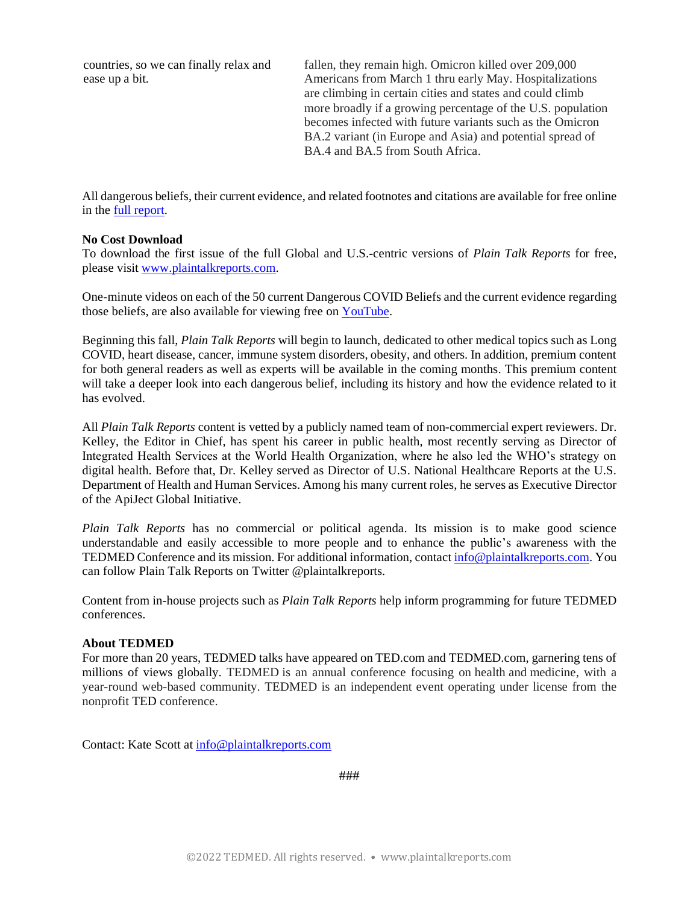| | |
|---|---|
| countries, so we can finally relax and ease up a bit. | fallen, they remain high. Omicron killed over 209,000 Americans from March 1 thru early May. Hospitalizations are climbing in certain cities and states and could climb more broadly if a growing percentage of the U.S. population becomes infected with future variants such as the Omicron BA.2 variant (in Europe and Asia) and potential spread of BA.4 and BA.5 from South Africa. |

All dangerous beliefs, their current evidence, and related footnotes and citations are available for free online in the full report.

**No Cost Download**

To download the first issue of the full Global and U.S.-centric versions of *Plain Talk Reports* for free, please visit www.plaintalkreports.com.

One-minute videos on each of the 50 current Dangerous COVID Beliefs and the current evidence regarding those beliefs, are also available for viewing free on YouTube.

Beginning this fall, *Plain Talk Reports* will begin to launch, dedicated to other medical topics such as Long COVID, heart disease, cancer, immune system disorders, obesity, and others. In addition, premium content for both general readers as well as experts will be available in the coming months. This premium content will take a deeper look into each dangerous belief, including its history and how the evidence related to it has evolved.

All *Plain Talk Reports* content is vetted by a publicly named team of non-commercial expert reviewers. Dr. Kelley, the Editor in Chief, has spent his career in public health, most recently serving as Director of Integrated Health Services at the World Health Organization, where he also led the WHO's strategy on digital health. Before that, Dr. Kelley served as Director of U.S. National Healthcare Reports at the U.S. Department of Health and Human Services. Among his many current roles, he serves as Executive Director of the ApiJect Global Initiative.

*Plain Talk Reports* has no commercial or political agenda. Its mission is to make good science understandable and easily accessible to more people and to enhance the public's awareness with the TEDMED Conference and its mission. For additional information, contact info@plaintalkreports.com. You can follow Plain Talk Reports on Twitter @plaintalkreports.

Content from in-house projects such as *Plain Talk Reports* help inform programming for future TEDMED conferences.

**About TEDMED**

For more than 20 years, TEDMED talks have appeared on TED.com and TEDMED.com, garnering tens of millions of views globally. TEDMED is an annual conference focusing on health and medicine, with a year-round web-based community. TEDMED is an independent event operating under license from the nonprofit TED conference.

Contact: Kate Scott at info@plaintalkreports.com

###